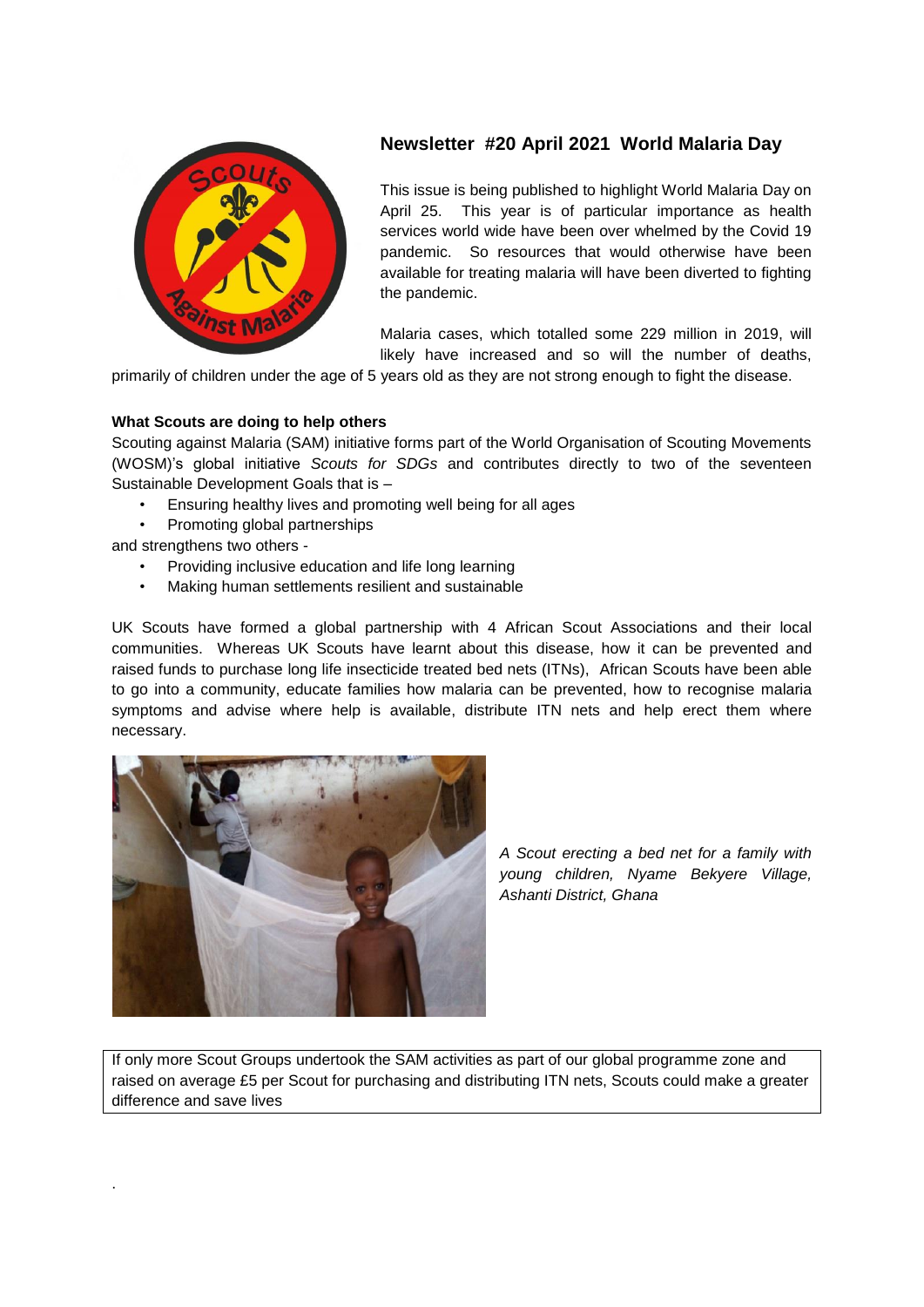## Newsletter #20 April 2021 World Malaria Day

This issue is being published to highlight World Malaria Day on April 25. This year is of particular importance as health services world wide have been over whelmed by the Covid 19 pandemic. So resources that would otherwise have been available for treating malaria will have been diverted to fighting the pandemic.

Malaria cases, which totalled some 229 million in 2019, will likely have increased and so will the number of deaths, primarily of children under the age of 5 years old as they are not strong enough to fight the disease.

**What Scouts are doing to help others**

Scouting against Malaria (SAM) initiative forms part of the World Organisation of Scouting Movements (WOSM)'s global initiative *Scouts for SDGs* and contributes directly to two of the seventeen Sustainable Development Goals that is –

- Ensuring healthy lives and promoting well being for all ages
- Promoting global partnerships

and strengthens two others -

- Providing inclusive education and life long learning
- Making human settlements resilient and sustainable

UK Scouts have formed a global partnership with 4 African Scout Associations and their local communities. Whereas UK Scouts have learnt about this disease, how it can be prevented and raised funds to purchase long life insecticide treated bed nets (ITNs), African Scouts have been able to go into a community, educate families how malaria can be prevented, how to recognise malaria symptoms and advise where help is available, distribute ITN nets and help erect them where necessary.

*A Scout erecting a bed net for a family with young children, Nyame Bekyere Village, Ashanti District, Ghana*

If only more Scout Groups undertook the SAM activities as part of our global programme zone and raised on average £5 per Scout for purchasing and distributing ITN nets, Scouts could make a greater difference and save lives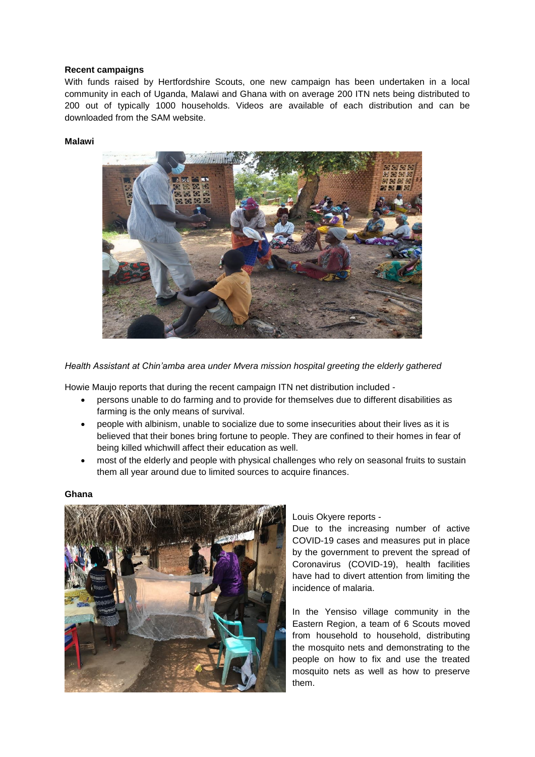**Recent campaigns**

With funds raised by Hertfordshire Scouts, one new campaign has been undertaken in a local community in each of Uganda, Malawi and Ghana with on average 200 ITN nets being distributed to 200 out of typically 1000 households. Videos are available of each distribution and can be downloaded from the SAM website.

**Malawi**

*Health Assistant at Chin'amba area under Mvera mission hospital greeting the elderly gathered*

Howie Maujo reports that during the recent campaign ITN net distribution included -

- persons unable to do farming and to provide for themselves due to different disabilities as farming is the only means of survival.
- people with albinism, unable to socialize due to some insecurities about their lives as it is believed that their bones bring fortune to people. They are confined to their homes in fear of being killed whichwill affect their education as well.
- most of the elderly and people with physical challenges who rely on seasonal fruits to sustain them all year around due to limited sources to acquire finances.

**Ghana**

Louis Okyere reports -

Due to the increasing number of active COVID-19 cases and measures put in place by the government to prevent the spread of Coronavirus (COVID-19), health facilities have had to divert attention from limiting the incidence of malaria.

In the Yensiso village community in the Eastern Region, a team of 6 Scouts moved from household to household, distributing the mosquito nets and demonstrating to the people on how to fix and use the treated mosquito nets as well as how to preserve them.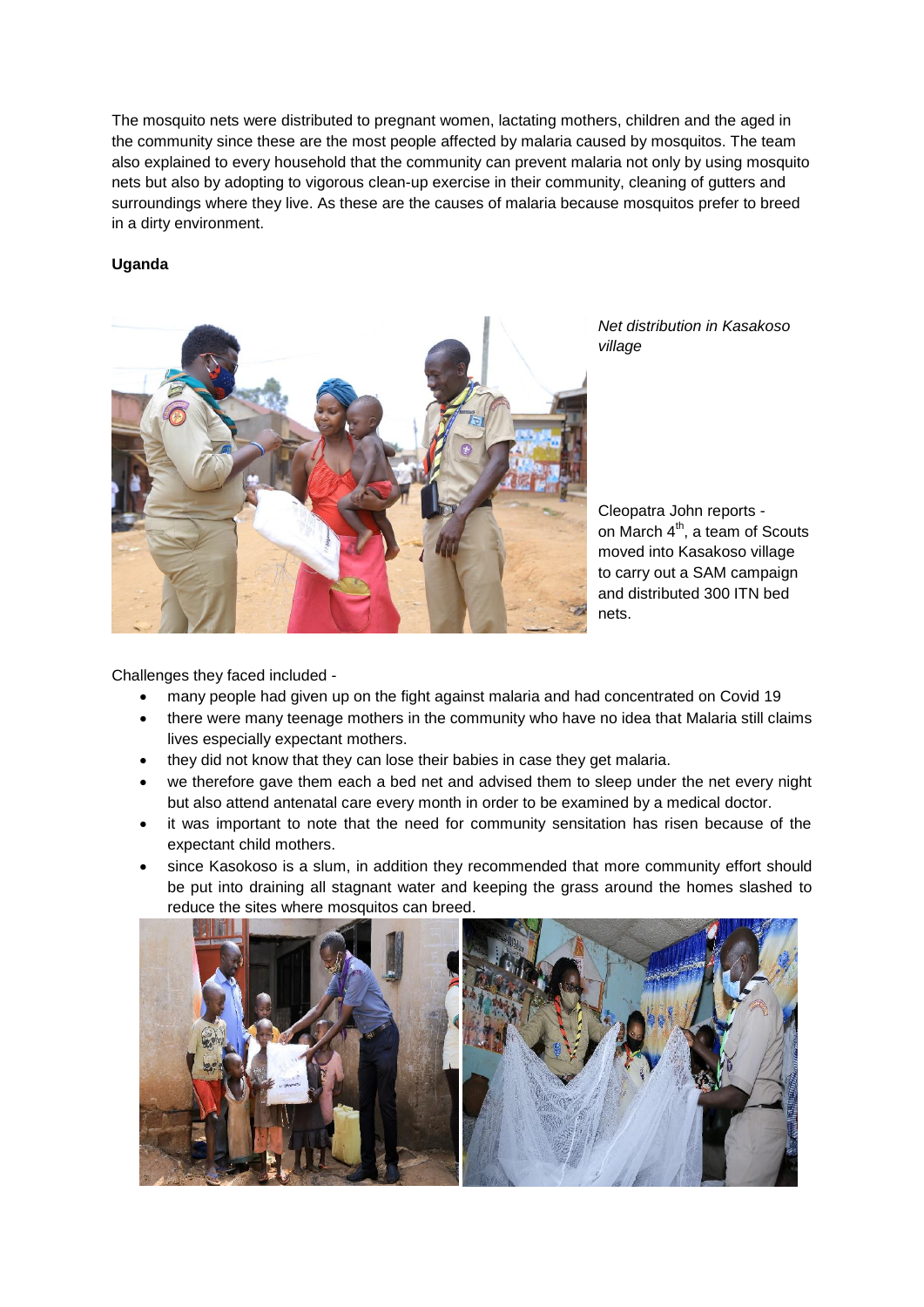The mosquito nets were distributed to pregnant women, lactating mothers, children and the aged in the community since these are the most people affected by malaria caused by mosquitos. The team also explained to every household that the community can prevent malaria not only by using mosquito nets but also by adopting to vigorous clean-up exercise in their community, cleaning of gutters and surroundings where they live. As these are the causes of malaria because mosquitos prefer to breed in a dirty environment.

**Uganda**

*Net distribution in Kasakoso village*

Cleopatra John reports - on March 4th, a team of Scouts moved into Kasakoso village to carry out a SAM campaign and distributed 300 ITN bed nets.

Challenges they faced included -

- many people had given up on the fight against malaria and had concentrated on Covid 19
- there were many teenage mothers in the community who have no idea that Malaria still claims lives especially expectant mothers.
- they did not know that they can lose their babies in case they get malaria.
- we therefore gave them each a bed net and advised them to sleep under the net every night but also attend antenatal care every month in order to be examined by a medical doctor.
- it was important to note that the need for community sensitation has risen because of the expectant child mothers.
- since Kasokoso is a slum, in addition they recommended that more community effort should be put into draining all stagnant water and keeping the grass around the homes slashed to reduce the sites where mosquitos can breed.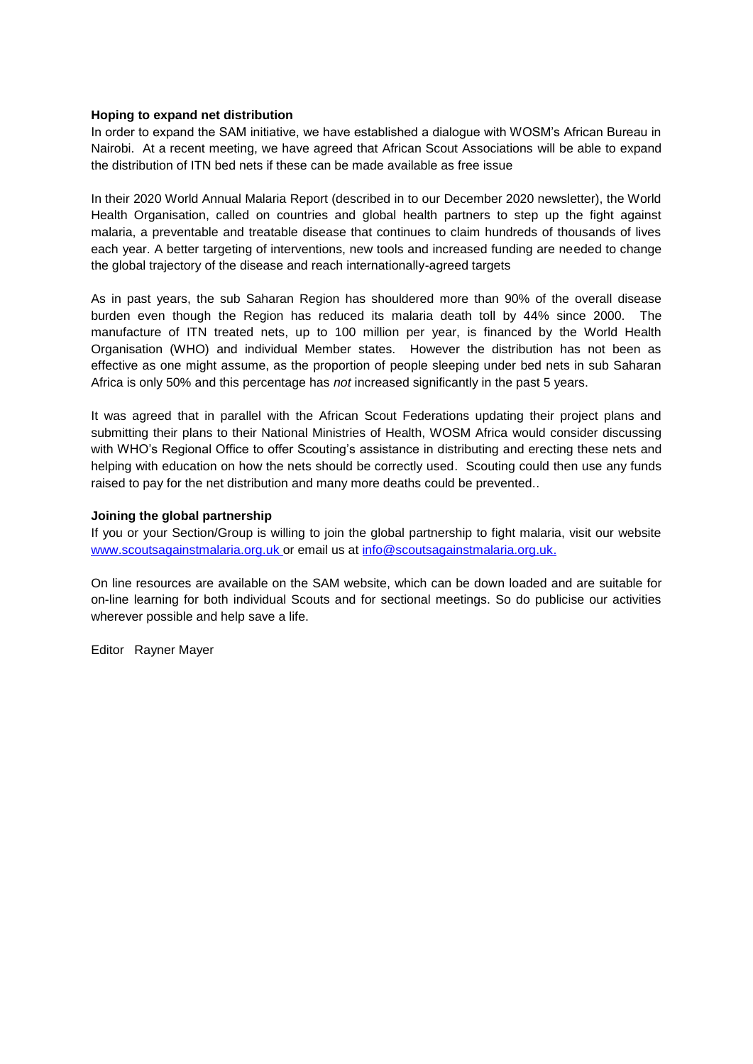**Hoping to expand net distribution**

In order to expand the SAM initiative, we have established a dialogue with WOSM's African Bureau in Nairobi. At a recent meeting, we have agreed that African Scout Associations will be able to expand the distribution of ITN bed nets if these can be made available as free issue

In their 2020 World Annual Malaria Report (described in to our December 2020 newsletter), the World Health Organisation, called on countries and global health partners to step up the fight against malaria, a preventable and treatable disease that continues to claim hundreds of thousands of lives each year. A better targeting of interventions, new tools and increased funding are needed to change the global trajectory of the disease and reach internationally-agreed targets

As in past years, the sub Saharan Region has shouldered more than 90% of the overall disease burden even though the Region has reduced its malaria death toll by 44% since 2000. The manufacture of ITN treated nets, up to 100 million per year, is financed by the World Health Organisation (WHO) and individual Member states. However the distribution has not been as effective as one might assume, as the proportion of people sleeping under bed nets in sub Saharan Africa is only 50% and this percentage has *not* increased significantly in the past 5 years.

It was agreed that in parallel with the African Scout Federations updating their project plans and submitting their plans to their National Ministries of Health, WOSM Africa would consider discussing with WHO's Regional Office to offer Scouting's assistance in distributing and erecting these nets and helping with education on how the nets should be correctly used. Scouting could then use any funds raised to pay for the net distribution and many more deaths could be prevented..

**Joining the global partnership**

If you or your Section/Group is willing to join the global partnership to fight malaria, visit our website www.scoutsagainstmalaria.org.uk or email us at info@scoutsagainstmalaria.org.uk.

On line resources are available on the SAM website, which can be down loaded and are suitable for on-line learning for both individual Scouts and for sectional meetings. So do publicise our activities wherever possible and help save a life.

Editor Rayner Mayer